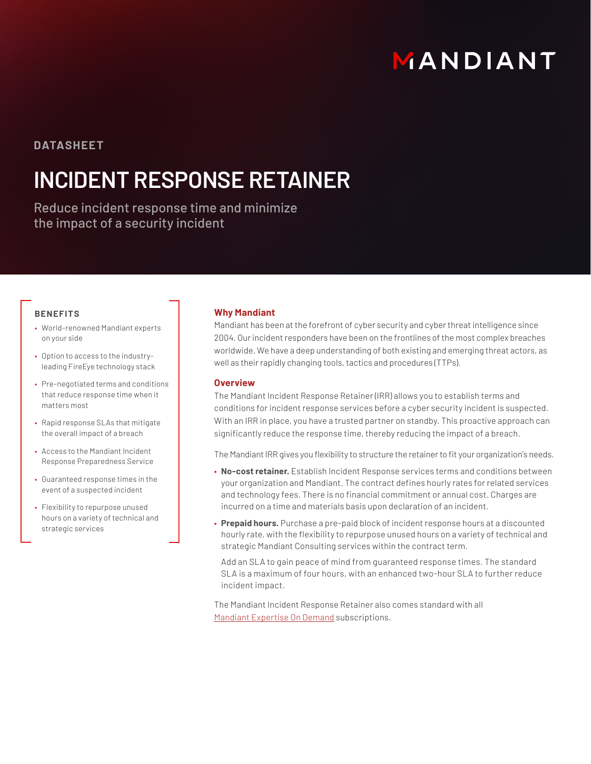MANDIANT

DATASHEET

# INCIDENT RESPONSE RETAINER

Reduce incident response time and minimize the impact of a security incident

## BENEFITS

- World-renowned Mandiant experts on your side
- Option to access to the industry-leading FireEye technology stack
- Pre-negotiated terms and conditions that reduce response time when it matters most
- Rapid response SLAs that mitigate the overall impact of a breach
- Access to the Mandiant Incident Response Preparedness Service
- Guaranteed response times in the event of a suspected incident
- Flexibility to repurpose unused hours on a variety of technical and strategic services

## Why Mandiant

Mandiant has been at the forefront of cyber security and cyber threat intelligence since 2004. Our incident responders have been on the frontlines of the most complex breaches worldwide. We have a deep understanding of both existing and emerging threat actors, as well as their rapidly changing tools, tactics and procedures (TTPs).

## Overview

The Mandiant Incident Response Retainer (IRR) allows you to establish terms and conditions for incident response services before a cyber security incident is suspected. With an IRR in place, you have a trusted partner on standby. This proactive approach can significantly reduce the response time, thereby reducing the impact of a breach.

The Mandiant IRR gives you flexibility to structure the retainer to fit your organization's needs.

- **No-cost retainer.** Establish Incident Response services terms and conditions between your organization and Mandiant. The contract defines hourly rates for related services and technology fees. There is no financial commitment or annual cost. Charges are incurred on a time and materials basis upon declaration of an incident.
- **Prepaid hours.** Purchase a pre-paid block of incident response hours at a discounted hourly rate, with the flexibility to repurpose unused hours on a variety of technical and strategic Mandiant Consulting services within the contract term.

  Add an SLA to gain peace of mind from guaranteed response times. The standard SLA is a maximum of four hours, with an enhanced two-hour SLA to further reduce incident impact.

The Mandiant Incident Response Retainer also comes standard with all Mandiant Expertise On Demand subscriptions.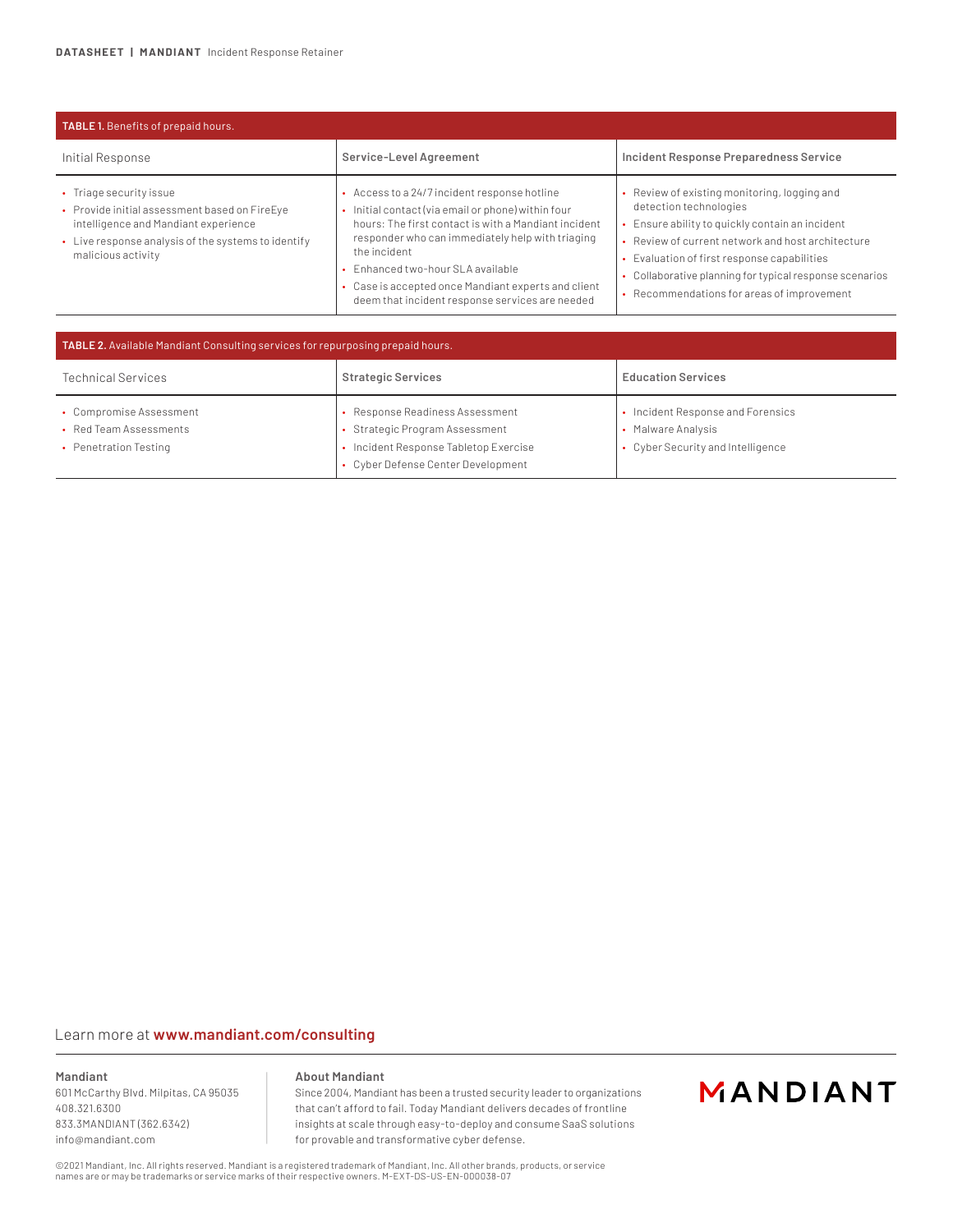**TABLE 1.** Benefits of prepaid hours.

| Initial Response | Service-Level Agreement | Incident Response Preparedness Service |
|---|---|---|
| • Triage security issue<br>• Provide initial assessment based on FireEye intelligence and Mandiant experience<br>• Live response analysis of the systems to identify malicious activity | • Access to a 24/7 incident response hotline<br>• Initial contact (via email or phone) within four hours: The first contact is with a Mandiant incident responder who can immediately help with triaging the incident<br>• Enhanced two-hour SLA available<br>• Case is accepted once Mandiant experts and client deem that incident response services are needed | • Review of existing monitoring, logging and detection technologies<br>• Ensure ability to quickly contain an incident<br>• Review of current network and host architecture<br>• Evaluation of first response capabilities<br>• Collaborative planning for typical response scenarios<br>• Recommendations for areas of improvement |

**TABLE 2.** Available Mandiant Consulting services for repurposing prepaid hours.

| Technical Services | Strategic Services | Education Services |
|---|---|---|
| • Compromise Assessment<br>• Red Team Assessments<br>• Penetration Testing | • Response Readiness Assessment<br>• Strategic Program Assessment<br>• Incident Response Tabletop Exercise<br>• Cyber Defense Center Development | • Incident Response and Forensics<br>• Malware Analysis<br>• Cyber Security and Intelligence |

Learn more at **www.mandiant.com/consulting**

**Mandiant**
601 McCarthy Blvd. Milpitas, CA 95035
408.321.6300
833.3MANDIANT (362.6342)
info@mandiant.com

**About Mandiant**
Since 2004, Mandiant has been a trusted security leader to organizations that can't afford to fail. Today Mandiant delivers decades of frontline insights at scale through easy-to-deploy and consume SaaS solutions for provable and transformative cyber defense.

MANDIANT

©2021 Mandiant, Inc. All rights reserved. Mandiant is a registered trademark of Mandiant, Inc. All other brands, products, or service names are or may be trademarks or service marks of their respective owners. M-EXT-DS-US-EN-000038-07